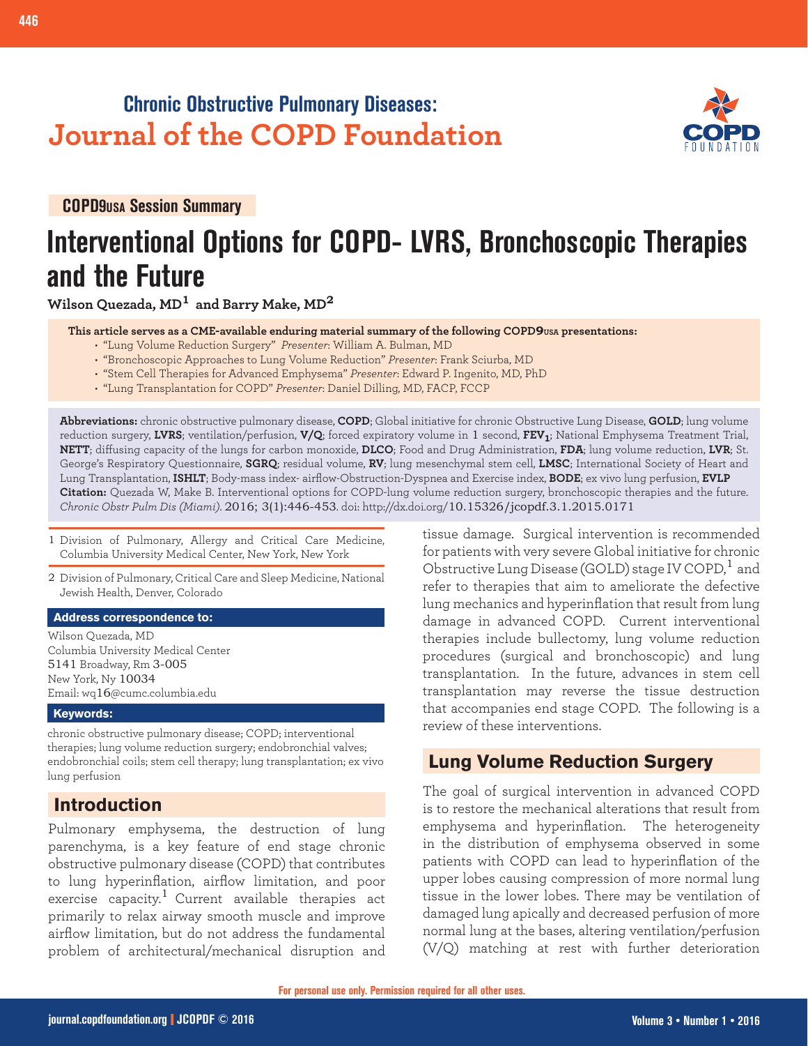# Chronic Obstructive Pulmonary Diseases: Journal of the COPD Foundation

**COPD9USA Session Summary**

# Interventional Options for COPD- LVRS, Bronchoscopic Therapies and the Future

**Wilson Quezada, MD[1] and Barry Make, MD[2]**

**This article serves as a CME-available enduring material summary of the following COPD9USA presentations:**

- "Lung Volume Reduction Surgery" *Presenter*: William A. Bulman, MD
- "Bronchoscopic Approaches to Lung Volume Reduction" *Presenter*: Frank Sciurba, MD
- "Stem Cell Therapies for Advanced Emphysema" *Presenter*: Edward P. Ingenito, MD, PhD
- "Lung Transplantation for COPD" *Presenter*: Daniel Dilling, MD, FACP, FCCP

**Abbreviations:** chronic obstructive pulmonary disease, **COPD**; Global initiative for chronic Obstructive Lung Disease, **GOLD**; lung volume reduction surgery, **LVRS**; ventilation/perfusion, **V/Q**; forced expiratory volume in 1 second, **$FEV_1$**; National Emphysema Treatment Trial, **NETT**; diffusing capacity of the lungs for carbon monoxide, **DLCO**; Food and Drug Administration, **FDA**; lung volume reduction, **LVR**; St. George's Respiratory Questionnaire, **SGRQ**; residual volume, **RV**; lung mesenchymal stem cell, **LMSC**; International Society of Heart and Lung Transplantation, **ISHLT**; Body-mass index- airflow-Obstruction-Dyspnea and Exercise index, **BODE**; ex vivo lung perfusion, **EVLP**

**Citation:** Quezada W, Make B. Interventional options for COPD-lung volume reduction surgery, bronchoscopic therapies and the future. *Chronic Obstr Pulm Dis (Miami)*. 2016; 3(1):446-453. doi: http://dx.doi.org/10.15326/jcopdf.3.1.2015.0171

1 Division of Pulmonary, Allergy and Critical Care Medicine, Columbia University Medical Center, New York, New York

2 Division of Pulmonary, Critical Care and Sleep Medicine, National Jewish Health, Denver, Colorado

**Address correspondence to:**

Wilson Quezada, MD
Columbia University Medical Center
5141 Broadway, Rm 3-005
New York, Ny 10034
Email: wq16@cumc.columbia.edu

**Keywords:**

chronic obstructive pulmonary disease; COPD; interventional therapies; lung volume reduction surgery; endobronchial valves; endobronchial coils; stem cell therapy; lung transplantation; ex vivo lung perfusion

## Introduction

Pulmonary emphysema, the destruction of lung parenchyma, is a key feature of end stage chronic obstructive pulmonary disease (COPD) that contributes to lung hyperinflation, airflow limitation, and poor exercise capacity.[1] Current available therapies act primarily to relax airway smooth muscle and improve airflow limitation, but do not address the fundamental problem of architectural/mechanical disruption and tissue damage. Surgical intervention is recommended for patients with very severe Global initiative for chronic Obstructive Lung Disease (GOLD) stage IV COPD,[1] and refer to therapies that aim to ameliorate the defective lung mechanics and hyperinflation that result from lung damage in advanced COPD. Current interventional therapies include bullectomy, lung volume reduction procedures (surgical and bronchoscopic) and lung transplantation. In the future, advances in stem cell transplantation may reverse the tissue destruction that accompanies end stage COPD. The following is a review of these interventions.

## Lung Volume Reduction Surgery

The goal of surgical intervention in advanced COPD is to restore the mechanical alterations that result from emphysema and hyperinflation. The heterogeneity in the distribution of emphysema observed in some patients with COPD can lead to hyperinflation of the upper lobes causing compression of more normal lung tissue in the lower lobes. There may be ventilation of damaged lung apically and decreased perfusion of more normal lung at the bases, altering ventilation/perfusion (V/Q) matching at rest with further deterioration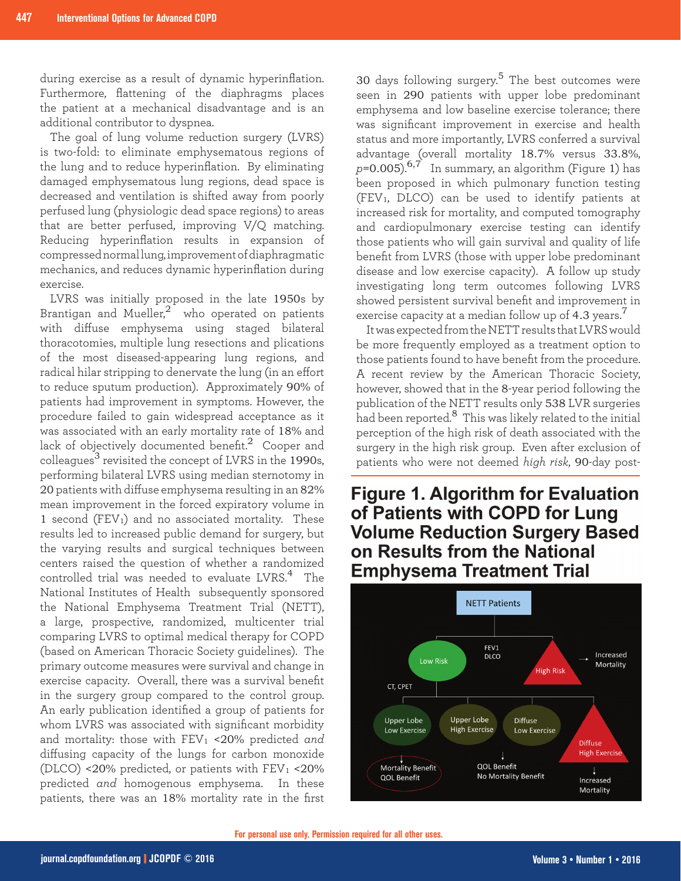during exercise as a result of dynamic hyperinflation. Furthermore, flattening of the diaphragms places the patient at a mechanical disadvantage and is an additional contributor to dyspnea.

The goal of lung volume reduction surgery (LVRS) is two-fold: to eliminate emphysematous regions of the lung and to reduce hyperinflation. By eliminating damaged emphysematous lung regions, dead space is decreased and ventilation is shifted away from poorly perfused lung (physiologic dead space regions) to areas that are better perfused, improving V/Q matching. Reducing hyperinflation results in expansion of compressed normal lung, improvement of diaphragmatic mechanics, and reduces dynamic hyperinflation during exercise.

LVRS was initially proposed in the late 1950s by Brantigan and Mueller,[2] who operated on patients with diffuse emphysema using staged bilateral thoracotomies, multiple lung resections and plications of the most diseased-appearing lung regions, and radical hilar stripping to denervate the lung (in an effort to reduce sputum production). Approximately 90% of patients had improvement in symptoms. However, the procedure failed to gain widespread acceptance as it was associated with an early mortality rate of 18% and lack of objectively documented benefit.[2] Cooper and colleagues[3] revisited the concept of LVRS in the 1990s, performing bilateral LVRS using median sternotomy in 20 patients with diffuse emphysema resulting in an 82% mean improvement in the forced expiratory volume in 1 second ($FEV_1$) and no associated mortality. These results led to increased public demand for surgery, but the varying results and surgical techniques between centers raised the question of whether a randomized controlled trial was needed to evaluate LVRS.[4] The National Institutes of Health subsequently sponsored the National Emphysema Treatment Trial (NETT), a large, prospective, randomized, multicenter trial comparing LVRS to optimal medical therapy for COPD (based on American Thoracic Society guidelines). The primary outcome measures were survival and change in exercise capacity. Overall, there was a survival benefit in the surgery group compared to the control group. An early publication identified a group of patients for whom LVRS was associated with significant morbidity and mortality: those with $FEV_1$ <20% predicted *and* diffusing capacity of the lungs for carbon monoxide (DLCO) <20% predicted, or patients with $FEV_1$ <20% predicted *and* homogenous emphysema. In these patients, there was an 18% mortality rate in the first 30 days following surgery.[5] The best outcomes were seen in 290 patients with upper lobe predominant emphysema and low baseline exercise tolerance; there was significant improvement in exercise and health status and more importantly, LVRS conferred a survival advantage (overall mortality 18.7% versus 33.8%, $p$=0.005).[6,7] In summary, an algorithm (Figure 1) has been proposed in which pulmonary function testing ($FEV_1$, DLCO) can be used to identify patients at increased risk for mortality, and computed tomography and cardiopulmonary exercise testing can identify those patients who will gain survival and quality of life benefit from LVRS (those with upper lobe predominant disease and low exercise capacity). A follow up study investigating long term outcomes following LVRS showed persistent survival benefit and improvement in exercise capacity at a median follow up of 4.3 years.[7]

It was expected from the NETT results that LVRS would be more frequently employed as a treatment option to those patients found to have benefit from the procedure. A recent review by the American Thoracic Society, however, showed that in the 8-year period following the publication of the NETT results only 538 LVR surgeries had been reported.[8] This was likely related to the initial perception of the high risk of death associated with the surgery in the high risk group. Even after exclusion of patients who were not deemed *high risk*, 90-day post-

## Figure 1. Algorithm for Evaluation of Patients with COPD for Lung Volume Reduction Surgery Based on Results from the National Emphysema Treatment Trial

NETT Patients → ($FEV_1$, DLCO) → Low Risk / High Risk → Increased Mortality

Low Risk → (CT, CPET) → Upper Lobe Low Exercise → Mortality Benefit, QOL Benefit; Upper Lobe High Exercise / Diffuse Low Exercise → QOL Benefit, No Mortality Benefit; Diffuse High Exercise → Increased Mortality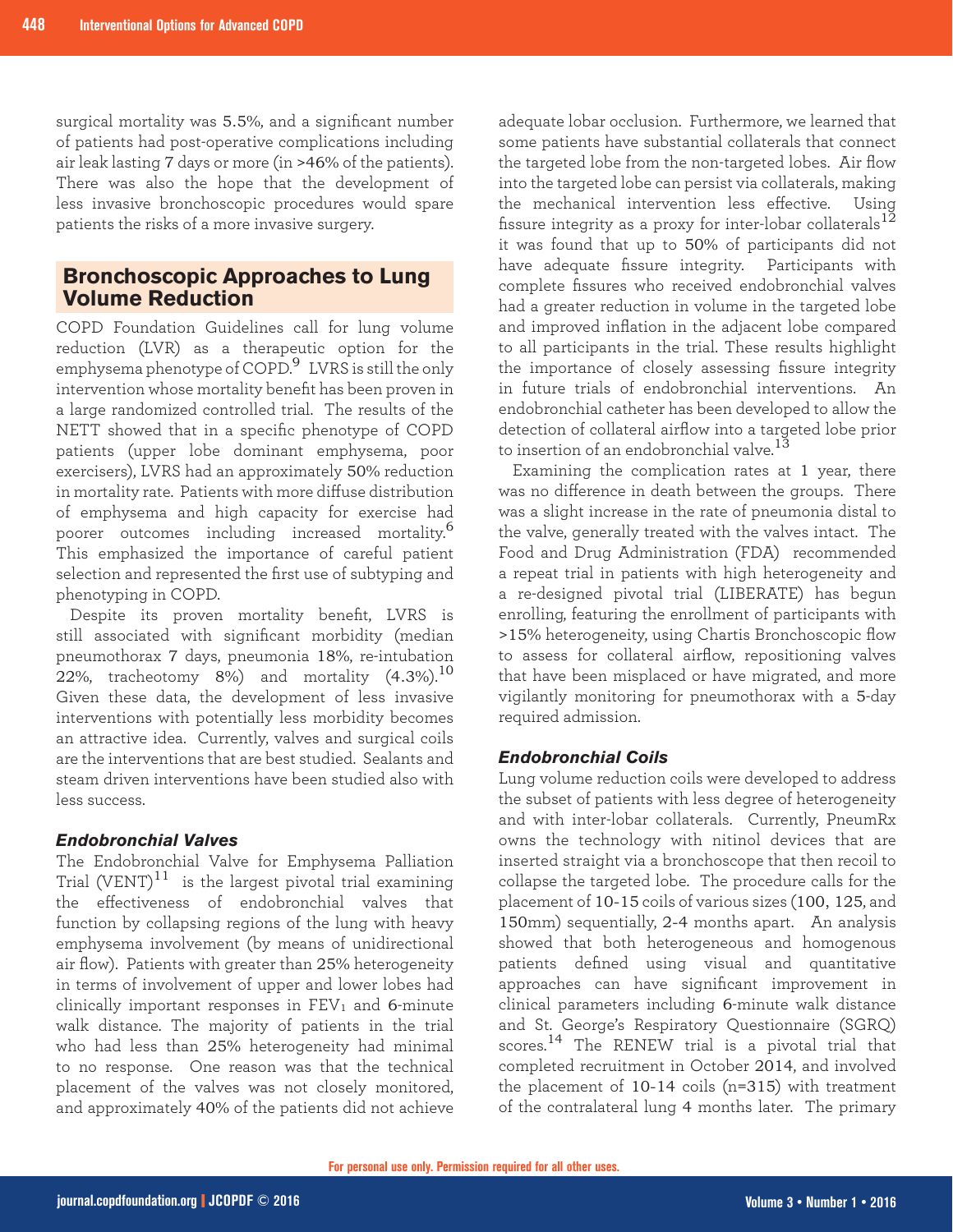surgical mortality was 5.5%, and a significant number of patients had post-operative complications including air leak lasting 7 days or more (in >46% of the patients). There was also the hope that the development of less invasive bronchoscopic procedures would spare patients the risks of a more invasive surgery.

## Bronchoscopic Approaches to Lung Volume Reduction

COPD Foundation Guidelines call for lung volume reduction (LVR) as a therapeutic option for the emphysema phenotype of COPD.[9] LVRS is still the only intervention whose mortality benefit has been proven in a large randomized controlled trial. The results of the NETT showed that in a specific phenotype of COPD patients (upper lobe dominant emphysema, poor exercisers), LVRS had an approximately 50% reduction in mortality rate. Patients with more diffuse distribution of emphysema and high capacity for exercise had poorer outcomes including increased mortality.[6] This emphasized the importance of careful patient selection and represented the first use of subtyping and phenotyping in COPD.

Despite its proven mortality benefit, LVRS is still associated with significant morbidity (median pneumothorax 7 days, pneumonia 18%, re-intubation 22%, tracheotomy 8%) and mortality (4.3%).[10] Given these data, the development of less invasive interventions with potentially less morbidity becomes an attractive idea. Currently, valves and surgical coils are the interventions that are best studied. Sealants and steam driven interventions have been studied also with less success.

### *Endobronchial Valves*

The Endobronchial Valve for Emphysema Palliation Trial (VENT)[11] is the largest pivotal trial examining the effectiveness of endobronchial valves that function by collapsing regions of the lung with heavy emphysema involvement (by means of unidirectional air flow). Patients with greater than 25% heterogeneity in terms of involvement of upper and lower lobes had clinically important responses in $FEV_1$ and 6-minute walk distance. The majority of patients in the trial who had less than 25% heterogeneity had minimal to no response. One reason was that the technical placement of the valves was not closely monitored, and approximately 40% of the patients did not achieve adequate lobar occlusion. Furthermore, we learned that some patients have substantial collaterals that connect the targeted lobe from the non-targeted lobes. Air flow into the targeted lobe can persist via collaterals, making the mechanical intervention less effective. Using fissure integrity as a proxy for inter-lobar collaterals[12] it was found that up to 50% of participants did not have adequate fissure integrity. Participants with complete fissures who received endobronchial valves had a greater reduction in volume in the targeted lobe and improved inflation in the adjacent lobe compared to all participants in the trial. These results highlight the importance of closely assessing fissure integrity in future trials of endobronchial interventions. An endobronchial catheter has been developed to allow the detection of collateral airflow into a targeted lobe prior to insertion of an endobronchial valve.[13]

Examining the complication rates at 1 year, there was no difference in death between the groups. There was a slight increase in the rate of pneumonia distal to the valve, generally treated with the valves intact. The Food and Drug Administration (FDA) recommended a repeat trial in patients with high heterogeneity and a re-designed pivotal trial (LIBERATE) has begun enrolling, featuring the enrollment of participants with >15% heterogeneity, using Chartis Bronchoscopic flow to assess for collateral airflow, repositioning valves that have been misplaced or have migrated, and more vigilantly monitoring for pneumothorax with a 5-day required admission.

### *Endobronchial Coils*

Lung volume reduction coils were developed to address the subset of patients with less degree of heterogeneity and with inter-lobar collaterals. Currently, PneumRx owns the technology with nitinol devices that are inserted straight via a bronchoscope that then recoil to collapse the targeted lobe. The procedure calls for the placement of 10-15 coils of various sizes (100, 125, and 150mm) sequentially, 2-4 months apart. An analysis showed that both heterogeneous and homogenous patients defined using visual and quantitative approaches can have significant improvement in clinical parameters including 6-minute walk distance and St. George's Respiratory Questionnaire (SGRQ) scores.[14] The RENEW trial is a pivotal trial that completed recruitment in October 2014, and involved the placement of 10-14 coils (n=315) with treatment of the contralateral lung 4 months later. The primary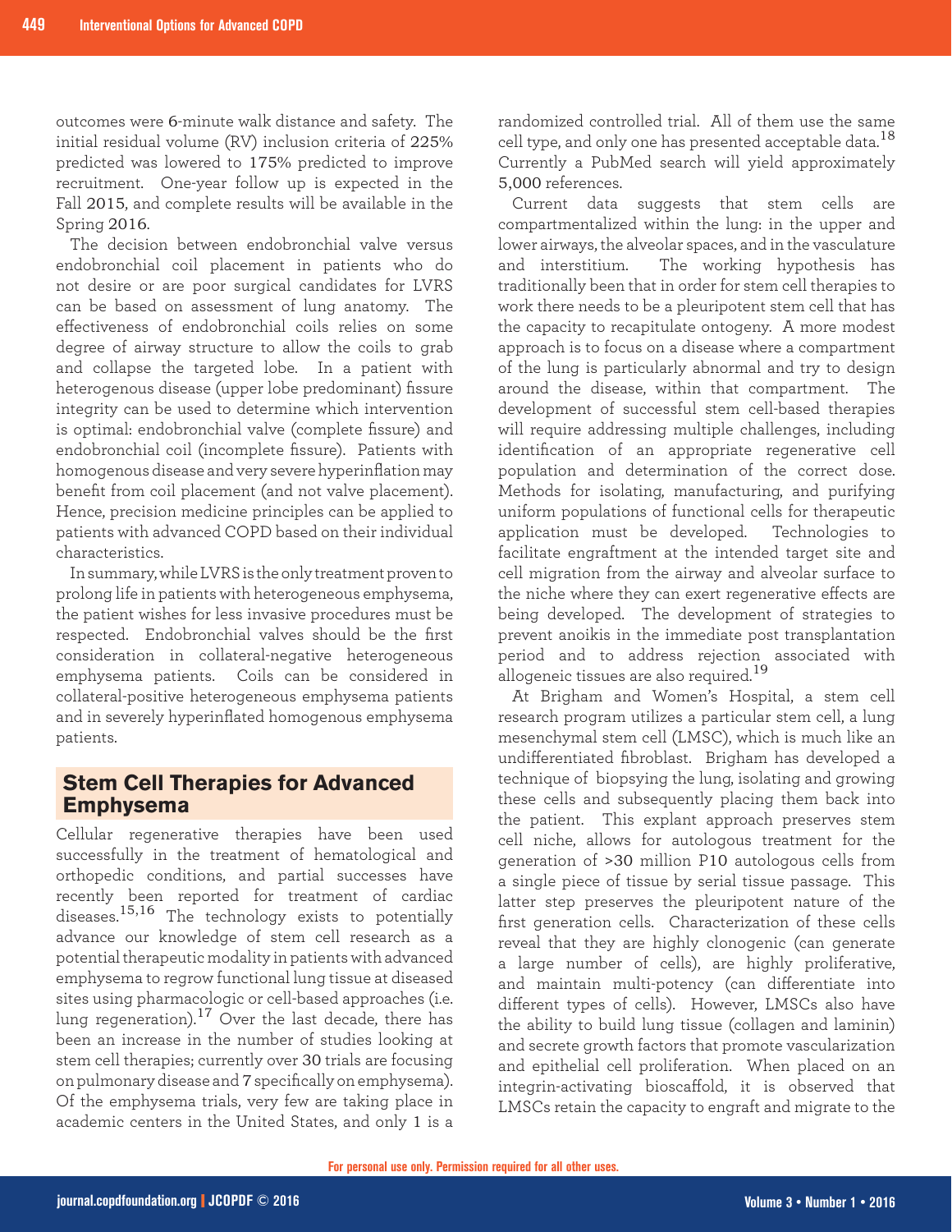outcomes were 6-minute walk distance and safety. The initial residual volume (RV) inclusion criteria of 225% predicted was lowered to 175% predicted to improve recruitment. One-year follow up is expected in the Fall 2015, and complete results will be available in the Spring 2016.

The decision between endobronchial valve versus endobronchial coil placement in patients who do not desire or are poor surgical candidates for LVRS can be based on assessment of lung anatomy. The effectiveness of endobronchial coils relies on some degree of airway structure to allow the coils to grab and collapse the targeted lobe. In a patient with heterogenous disease (upper lobe predominant) fissure integrity can be used to determine which intervention is optimal: endobronchial valve (complete fissure) and endobronchial coil (incomplete fissure). Patients with homogenous disease and very severe hyperinflation may benefit from coil placement (and not valve placement). Hence, precision medicine principles can be applied to patients with advanced COPD based on their individual characteristics.

In summary, while LVRS is the only treatment proven to prolong life in patients with heterogeneous emphysema, the patient wishes for less invasive procedures must be respected. Endobronchial valves should be the first consideration in collateral-negative heterogeneous emphysema patients. Coils can be considered in collateral-positive heterogeneous emphysema patients and in severely hyperinflated homogenous emphysema patients.

## Stem Cell Therapies for Advanced Emphysema

Cellular regenerative therapies have been used successfully in the treatment of hematological and orthopedic conditions, and partial successes have recently been reported for treatment of cardiac diseases.[15,16] The technology exists to potentially advance our knowledge of stem cell research as a potential therapeutic modality in patients with advanced emphysema to regrow functional lung tissue at diseased sites using pharmacologic or cell-based approaches (i.e. lung regeneration).[17] Over the last decade, there has been an increase in the number of studies looking at stem cell therapies; currently over 30 trials are focusing on pulmonary disease and 7 specifically on emphysema). Of the emphysema trials, very few are taking place in academic centers in the United States, and only 1 is a randomized controlled trial. All of them use the same cell type, and only one has presented acceptable data.[18] Currently a PubMed search will yield approximately 5,000 references.

Current data suggests that stem cells are compartmentalized within the lung: in the upper and lower airways, the alveolar spaces, and in the vasculature and interstitium. The working hypothesis has traditionally been that in order for stem cell therapies to work there needs to be a pleuripotent stem cell that has the capacity to recapitulate ontogeny. A more modest approach is to focus on a disease where a compartment of the lung is particularly abnormal and try to design around the disease, within that compartment. The development of successful stem cell-based therapies will require addressing multiple challenges, including identification of an appropriate regenerative cell population and determination of the correct dose. Methods for isolating, manufacturing, and purifying uniform populations of functional cells for therapeutic application must be developed. Technologies to facilitate engraftment at the intended target site and cell migration from the airway and alveolar surface to the niche where they can exert regenerative effects are being developed. The development of strategies to prevent anoikis in the immediate post transplantation period and to address rejection associated with allogeneic tissues are also required.[19]

At Brigham and Women's Hospital, a stem cell research program utilizes a particular stem cell, a lung mesenchymal stem cell (LMSC), which is much like an undifferentiated fibroblast. Brigham has developed a technique of biopsying the lung, isolating and growing these cells and subsequently placing them back into the patient. This explant approach preserves stem cell niche, allows for autologous treatment for the generation of >30 million P10 autologous cells from a single piece of tissue by serial tissue passage. This latter step preserves the pleuripotent nature of the first generation cells. Characterization of these cells reveal that they are highly clonogenic (can generate a large number of cells), are highly proliferative, and maintain multi-potency (can differentiate into different types of cells). However, LMSCs also have the ability to build lung tissue (collagen and laminin) and secrete growth factors that promote vascularization and epithelial cell proliferation. When placed on an integrin-activating bioscaffold, it is observed that LMSCs retain the capacity to engraft and migrate to the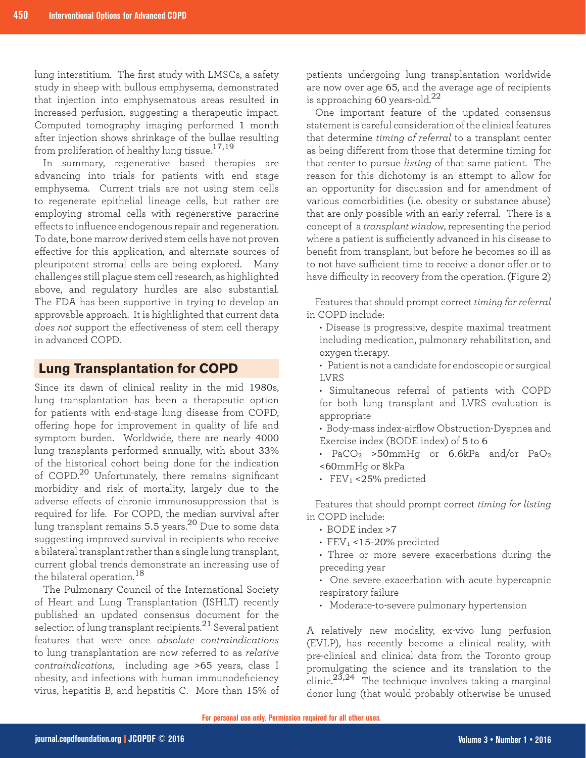lung interstitium. The first study with LMSCs, a safety study in sheep with bullous emphysema, demonstrated that injection into emphysematous areas resulted in increased perfusion, suggesting a therapeutic impact. Computed tomography imaging performed 1 month after injection shows shrinkage of the bullae resulting from proliferation of healthy lung tissue.[17,19]

In summary, regenerative based therapies are advancing into trials for patients with end stage emphysema. Current trials are not using stem cells to regenerate epithelial lineage cells, but rather are employing stromal cells with regenerative paracrine effects to influence endogenous repair and regeneration. To date, bone marrow derived stem cells have not proven effective for this application, and alternate sources of pleuripotent stromal cells are being explored. Many challenges still plague stem cell research, as highlighted above, and regulatory hurdles are also substantial. The FDA has been supportive in trying to develop an approvable approach. It is highlighted that current data *does not* support the effectiveness of stem cell therapy in advanced COPD.

## Lung Transplantation for COPD

Since its dawn of clinical reality in the mid 1980s, lung transplantation has been a therapeutic option for patients with end-stage lung disease from COPD, offering hope for improvement in quality of life and symptom burden. Worldwide, there are nearly 4000 lung transplants performed annually, with about 33% of the historical cohort being done for the indication of COPD.[20] Unfortunately, there remains significant morbidity and risk of mortality, largely due to the adverse effects of chronic immunosuppression that is required for life. For COPD, the median survival after lung transplant remains 5.5 years.[20] Due to some data suggesting improved survival in recipients who receive a bilateral transplant rather than a single lung transplant, current global trends demonstrate an increasing use of the bilateral operation.[18]

The Pulmonary Council of the International Society of Heart and Lung Transplantation (ISHLT) recently published an updated consensus document for the selection of lung transplant recipients.[21] Several patient features that were once *absolute contraindications* to lung transplantation are now referred to as *relative contraindications*, including age >65 years, class I obesity, and infections with human immunodeficiency virus, hepatitis B, and hepatitis C. More than 15% of patients undergoing lung transplantation worldwide are now over age 65, and the average age of recipients is approaching 60 years-old.[22]

One important feature of the updated consensus statement is careful consideration of the clinical features that determine *timing of referral* to a transplant center as being different from those that determine timing for that center to pursue *listing* of that same patient. The reason for this dichotomy is an attempt to allow for an opportunity for discussion and for amendment of various comorbidities (i.e. obesity or substance abuse) that are only possible with an early referral. There is a concept of a *transplant window*, representing the period where a patient is sufficiently advanced in his disease to benefit from transplant, but before he becomes so ill as to not have sufficient time to receive a donor offer or to have difficulty in recovery from the operation. (Figure 2)

Features that should prompt correct *timing for referral* in COPD include:

- Disease is progressive, despite maximal treatment including medication, pulmonary rehabilitation, and oxygen therapy.
- Patient is not a candidate for endoscopic or surgical LVRS
- Simultaneous referral of patients with COPD for both lung transplant and LVRS evaluation is appropriate
- Body-mass index-airflow Obstruction-Dyspnea and Exercise index (BODE index) of 5 to 6
- $PaCO_2$ >50mmHg or 6.6kPa and/or $PaO_2$ <60mmHg or 8kPa
- $FEV_1$ <25% predicted

Features that should prompt correct *timing for listing* in COPD include:

- BODE index >7
- $FEV_1$ <15-20% predicted
- Three or more severe exacerbations during the preceding year
- One severe exacerbation with acute hypercapnic respiratory failure
- Moderate-to-severe pulmonary hypertension

A relatively new modality, ex-vivo lung perfusion (EVLP), has recently become a clinical reality, with pre-clinical and clinical data from the Toronto group promulgating the science and its translation to the clinic.[23,24] The technique involves taking a marginal donor lung (that would probably otherwise be unused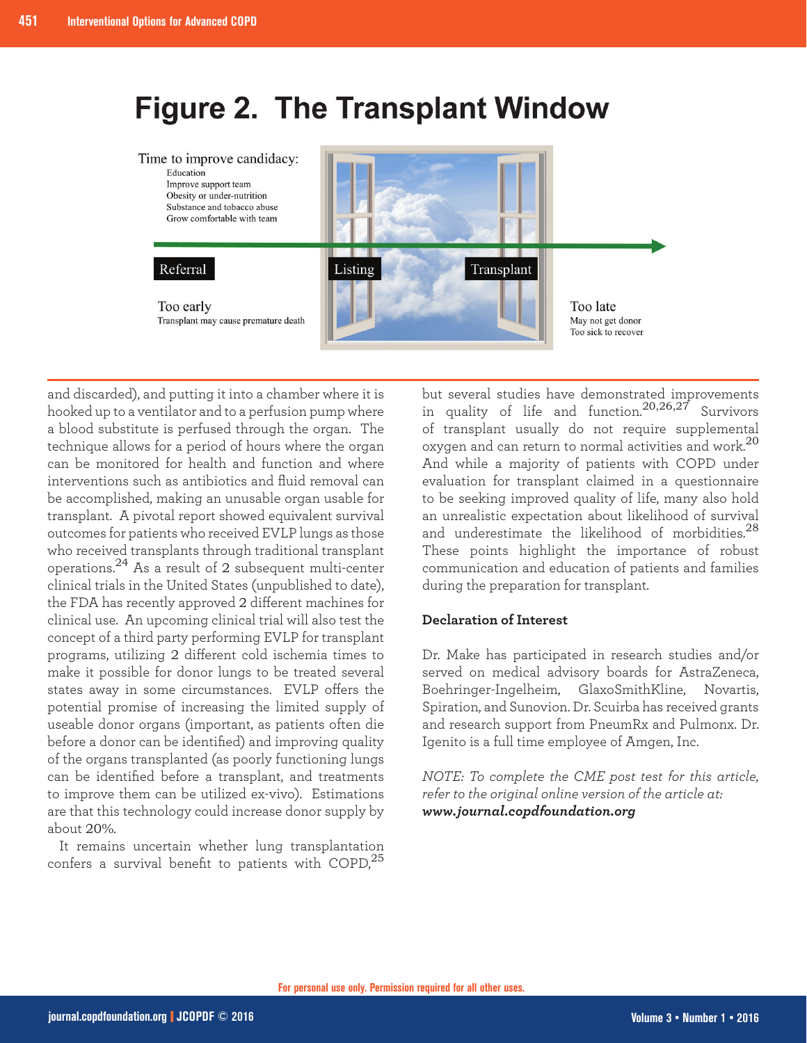# Figure 2. The Transplant Window

Time to improve candidacy:
- Education
- Improve support team
- Obesity or under-nutrition
- Substance and tobacco abuse
- Grow comfortable with team

Referral — Listing — Transplant

Too early
Transplant may cause premature death

Too late
May not get donor
Too sick to recover

and discarded), and putting it into a chamber where it is hooked up to a ventilator and to a perfusion pump where a blood substitute is perfused through the organ. The technique allows for a period of hours where the organ can be monitored for health and function and where interventions such as antibiotics and fluid removal can be accomplished, making an unusable organ usable for transplant. A pivotal report showed equivalent survival outcomes for patients who received EVLP lungs as those who received transplants through traditional transplant operations.[24] As a result of 2 subsequent multi-center clinical trials in the United States (unpublished to date), the FDA has recently approved 2 different machines for clinical use. An upcoming clinical trial will also test the concept of a third party performing EVLP for transplant programs, utilizing 2 different cold ischemia times to make it possible for donor lungs to be treated several states away in some circumstances. EVLP offers the potential promise of increasing the limited supply of useable donor organs (important, as patients often die before a donor can be identified) and improving quality of the organs transplanted (as poorly functioning lungs can be identified before a transplant, and treatments to improve them can be utilized ex-vivo). Estimations are that this technology could increase donor supply by about 20%.

It remains uncertain whether lung transplantation confers a survival benefit to patients with COPD,[25] but several studies have demonstrated improvements in quality of life and function.[20,26,27] Survivors of transplant usually do not require supplemental oxygen and can return to normal activities and work.[20] And while a majority of patients with COPD under evaluation for transplant claimed in a questionnaire to be seeking improved quality of life, many also hold an unrealistic expectation about likelihood of survival and underestimate the likelihood of morbidities.[28] These points highlight the importance of robust communication and education of patients and families during the preparation for transplant.

### Declaration of Interest

Dr. Make has participated in research studies and/or served on medical advisory boards for AstraZeneca, Boehringer-Ingelheim, GlaxoSmithKline, Novartis, Spiration, and Sunovion. Dr. Sciurba has received grants and research support from PneumRx and Pulmonx. Dr. Igenito is a full time employee of Amgen, Inc.

*NOTE: To complete the CME post test for this article, refer to the original online version of the article at:* ***www.journal.copdfoundation.org***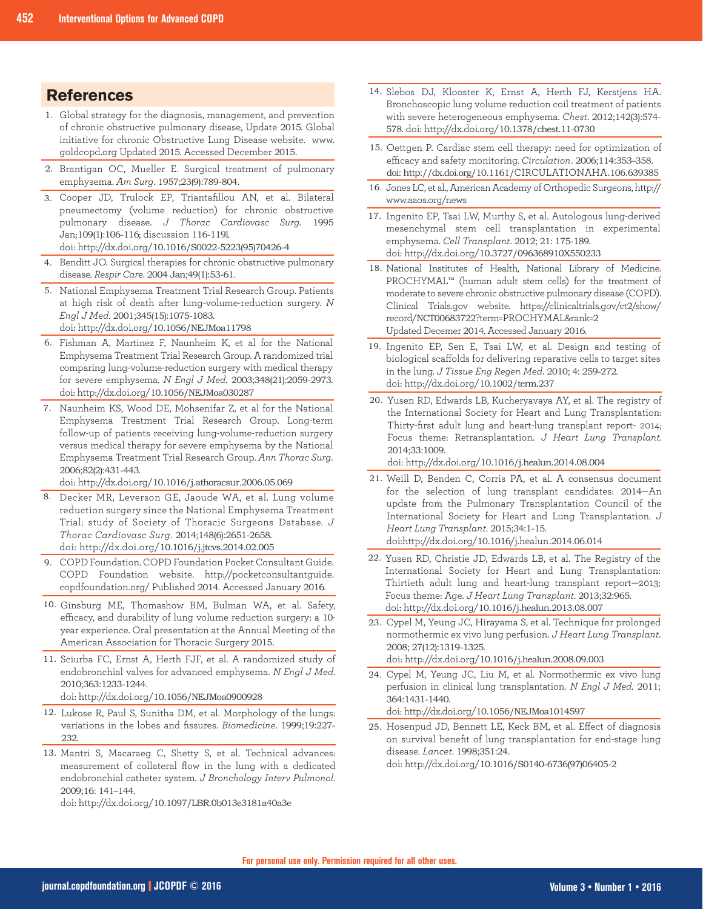## References

1. Global strategy for the diagnosis, management, and prevention of chronic obstructive pulmonary disease, Update 2015. Global initiative for chronic Obstructive Lung Disease website. www.goldcopd.org Updated 2015. Accessed December 2015.
2. Brantigan OC, Mueller E. Surgical treatment of pulmonary emphysema. *Am Surg*. 1957;23(9):789-804.
3. Cooper JD, Trulock EP, Triantafillou AN, et al. Bilateral pneumectomy (volume reduction) for chronic obstructive pulmonary disease. *J Thorac Cardiovasc Surg*. 1995 Jan;109(1):106-116; discussion 116-119l. doi: http://dx.doi.org/10.1016/S0022-5223(95)70426-4
4. Benditt JO. Surgical therapies for chronic obstructive pulmonary disease. *Respir Care*. 2004 Jan;49(1):53-61.
5. National Emphysema Treatment Trial Research Group. Patients at high risk of death after lung-volume-reduction surgery. *N Engl J Med*. 2001;345(15):1075-1083. doi: http://dx.doi.org/10.1056/NEJMoa11798
6. Fishman A, Martinez F, Naunheim K, et al for the National Emphysema Treatment Trial Research Group. A randomized trial comparing lung-volume-reduction surgery with medical therapy for severe emphysema. *N Engl J Med*. 2003;348(21):2059-2973. doi: http://dx.doi.org/10.1056/NEJMoa030287
7. Naunheim KS, Wood DE, Mohsenifar Z, et al for the National Emphysema Treatment Trial Research Group. Long-term follow-up of patients receiving lung-volume-reduction surgery versus medical therapy for severe emphysema by the National Emphysema Treatment Trial Research Group. *Ann Thorac Surg*. 2006;82(2):431-443. doi: http://dx.doi.org/10.1016/j.athoracsur.2006.05.069
8. Decker MR, Leverson GE, Jaoude WA, et al. Lung volume reduction surgery since the National Emphysema Treatment Trial: study of Society of Thoracic Surgeons Database. *J Thorac Cardiovasc Surg*. 2014;148(6):2651-2658. doi: http://dx.doi.org/10.1016/j.jtcvs.2014.02.005
9. COPD Foundation. COPD Foundation Pocket Consultant Guide. COPD Foundation website. http://pocketconsultantguide.copdfoundation.org/ Published 2014. Accessed January 2016.
10. Ginsburg ME, Thomashow BM, Bulman WA, et al. Safety, efficacy, and durability of lung volume reduction surgery: a 10-year experience. Oral presentation at the Annual Meeting of the American Association for Thoracic Surgery 2015.
11. Sciurba FC, Ernst A, Herth FJF, et al. A randomized study of endobronchial valves for advanced emphysema. *N Engl J Med*. 2010;363:1233-1244. doi: http://dx.doi.org/10.1056/NEJMoa0900928
12. Lukose R, Paul S, Sunitha DM, et al. Morphology of the lungs: variations in the lobes and fissures. *Biomedicine*. 1999;19:227-232.
13. Mantri S, Macaraeg C, Shetty S, et al. Technical advances: measurement of collateral flow in the lung with a dedicated endobronchial catheter system. *J Bronchology Interv Pulmonol*. 2009;16: 141–144. doi: http://dx.doi.org/10.1097/LBR.0b013e3181a40a3e
14. Slebos DJ, Klooster K, Ernst A, Herth FJ, Kerstjens HA. Bronchoscopic lung volume reduction coil treatment of patients with severe heterogeneous emphysema. *Chest*. 2012;142(3):574-578. doi: http://dx.doi.org/10.1378/chest.11-0730
15. Oettgen P. Cardiac stem cell therapy: need for optimization of efficacy and safety monitoring. *Circulation*. 2006;114:353–358. doi: http://dx.doi.org/10.1161/CIRCULATIONAHA.106.639385
16. Jones LC, et al., American Academy of Orthopedic Surgeons, http://www.aaos.org/news
17. Ingenito EP, Tsai LW, Murthy S, et al. Autologous lung-derived mesenchymal stem cell transplantation in experimental emphysema. *Cell Transplant*. 2012; 21: 175-189. doi: http://dx.doi.org/10.3727/096368910X550233
18. National Institutes of Health, National Library of Medicine. PROCHYMAL™ (human adult stem cells) for the treatment of moderate to severe chronic obstructive pulmonary disease (COPD). Clinical Trials.gov website. https://clinicaltrials.gov/ct2/show/record/NCT00683722?term=PROCHYMAL&rank=2 Updated Decemer 2014. Accessed January 2016.
19. Ingenito EP, Sen E, Tsai LW, et al. Design and testing of biological scaffolds for delivering reparative cells to target sites in the lung. *J Tissue Eng Regen Med*. 2010; 4: 259-272. doi: http://dx.doi.org/10.1002/term.237
20. Yusen RD, Edwards LB, Kucheryavaya AY, et al. The registry of the International Society for Heart and Lung Transplantation: Thirty-first adult lung and heart-lung transplant report- 2014; Focus theme: Retransplantation. *J Heart Lung Transplant*. 2014;33:1009. doi: http://dx.doi.org/10.1016/j.healun.2014.08.004
21. Weill D, Benden C, Corris PA, et al. A consensus document for the selection of lung transplant candidates: 2014—An update from the Pulmonary Transplantation Council of the International Society for Heart and Lung Transplantation. *J Heart Lung Transplant*. 2015;34:1-15. doi:http://dx.doi.org/10.1016/j.healun.2014.06.014
22. Yusen RD, Christie JD, Edwards LB, et al. The Registry of the International Society for Heart and Lung Transplantation: Thirtieth adult lung and heart-lung transplant report—2013; Focus theme: Age. *J Heart Lung Transplant*. 2013;32:965. doi: http://dx.doi.org/10.1016/j.healun.2013.08.007
23. Cypel M, Yeung JC, Hirayama S, et al. Technique for prolonged normothermic ex vivo lung perfusion. *J Heart Lung Transplant*. 2008; 27(12):1319-1325. doi: http://dx.doi.org/10.1016/j.healun.2008.09.003
24. Cypel M, Yeung JC, Liu M, et al. Normothermic ex vivo lung perfusion in clinical lung transplantation. *N Engl J Med*. 2011; 364:1431-1440. doi: http://dx.doi.org/10.1056/NEJMoa1014597
25. Hosenpud JD, Bennett LE, Keck BM, et al. Effect of diagnosis on survival benefit of lung transplantation for end-stage lung disease. *Lancet*. 1998;351:24. doi: http://dx.doi.org/10.1016/S0140-6736(97)06405-2

For personal use only. Permission required for all other uses.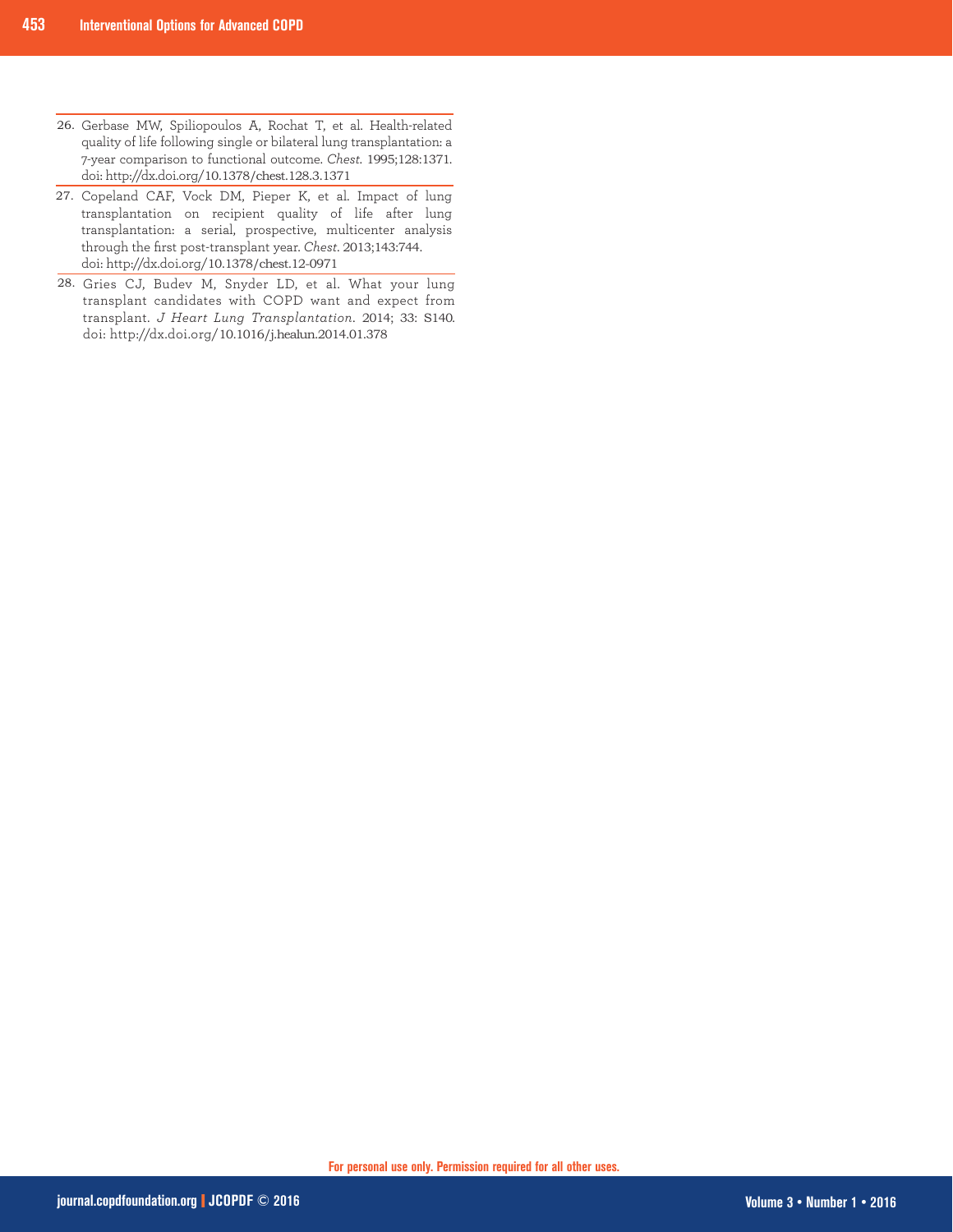26. Gerbase MW, Spiliopoulos A, Rochat T, et al. Health-related quality of life following single or bilateral lung transplantation: a 7-year comparison to functional outcome. *Chest*. 1995;128:1371. doi: http://dx.doi.org/10.1378/chest.128.3.1371

27. Copeland CAF, Vock DM, Pieper K, et al. Impact of lung transplantation on recipient quality of life after lung transplantation: a serial, prospective, multicenter analysis through the first post-transplant year. *Chest*. 2013;143:744. doi: http://dx.doi.org/10.1378/chest.12-0971

28. Gries CJ, Budev M, Snyder LD, et al. What your lung transplant candidates with COPD want and expect from transplant. *J Heart Lung Transplantation*. 2014; 33: S140. doi: http://dx.doi.org/10.1016/j.healun.2014.01.378